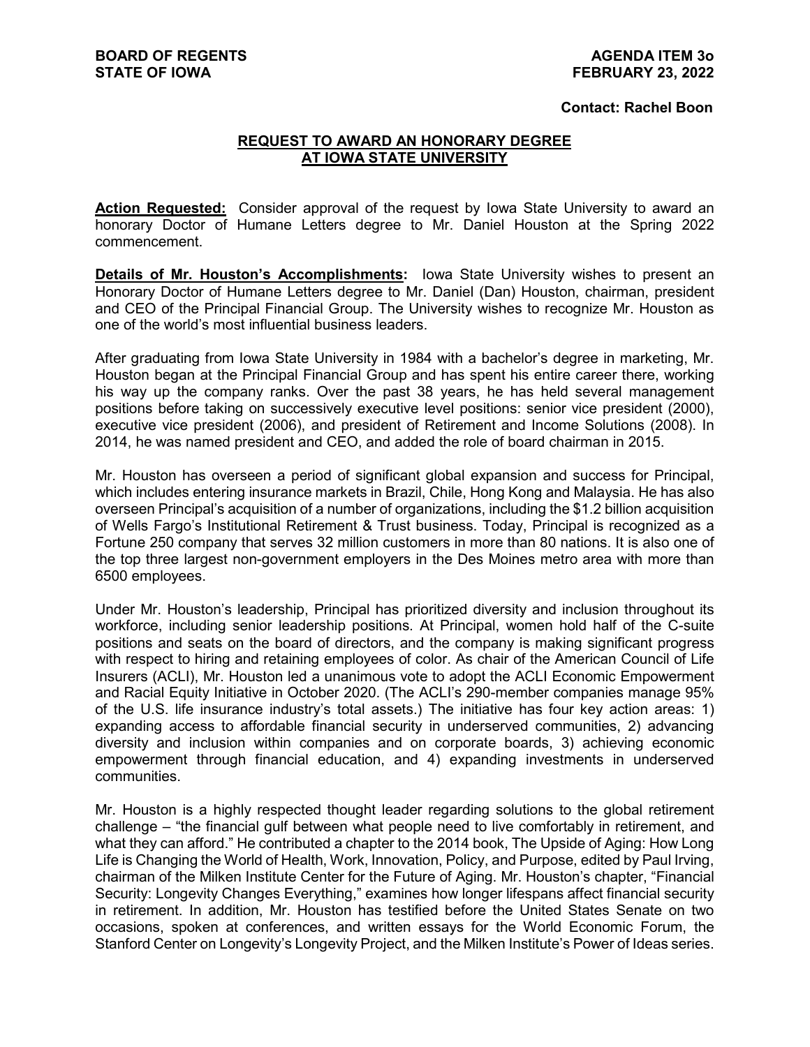**BOARD OF REGENTS**
**STATE OF IOWA**

**AGENDA ITEM 3o**
**FEBRUARY 23, 2022**

**Contact: Rachel Boon**

## REQUEST TO AWARD AN HONORARY DEGREE AT IOWA STATE UNIVERSITY

**Action Requested:** Consider approval of the request by Iowa State University to award an honorary Doctor of Humane Letters degree to Mr. Daniel Houston at the Spring 2022 commencement.

**Details of Mr. Houston's Accomplishments:** Iowa State University wishes to present an Honorary Doctor of Humane Letters degree to Mr. Daniel (Dan) Houston, chairman, president and CEO of the Principal Financial Group. The University wishes to recognize Mr. Houston as one of the world's most influential business leaders.

After graduating from Iowa State University in 1984 with a bachelor's degree in marketing, Mr. Houston began at the Principal Financial Group and has spent his entire career there, working his way up the company ranks. Over the past 38 years, he has held several management positions before taking on successively executive level positions: senior vice president (2000), executive vice president (2006), and president of Retirement and Income Solutions (2008). In 2014, he was named president and CEO, and added the role of board chairman in 2015.

Mr. Houston has overseen a period of significant global expansion and success for Principal, which includes entering insurance markets in Brazil, Chile, Hong Kong and Malaysia. He has also overseen Principal's acquisition of a number of organizations, including the $1.2 billion acquisition of Wells Fargo's Institutional Retirement & Trust business. Today, Principal is recognized as a Fortune 250 company that serves 32 million customers in more than 80 nations. It is also one of the top three largest non-government employers in the Des Moines metro area with more than 6500 employees.

Under Mr. Houston's leadership, Principal has prioritized diversity and inclusion throughout its workforce, including senior leadership positions. At Principal, women hold half of the C-suite positions and seats on the board of directors, and the company is making significant progress with respect to hiring and retaining employees of color. As chair of the American Council of Life Insurers (ACLI), Mr. Houston led a unanimous vote to adopt the ACLI Economic Empowerment and Racial Equity Initiative in October 2020. (The ACLI's 290-member companies manage 95% of the U.S. life insurance industry's total assets.) The initiative has four key action areas: 1) expanding access to affordable financial security in underserved communities, 2) advancing diversity and inclusion within companies and on corporate boards, 3) achieving economic empowerment through financial education, and 4) expanding investments in underserved communities.

Mr. Houston is a highly respected thought leader regarding solutions to the global retirement challenge – "the financial gulf between what people need to live comfortably in retirement, and what they can afford." He contributed a chapter to the 2014 book, The Upside of Aging: How Long Life is Changing the World of Health, Work, Innovation, Policy, and Purpose, edited by Paul Irving, chairman of the Milken Institute Center for the Future of Aging. Mr. Houston's chapter, "Financial Security: Longevity Changes Everything," examines how longer lifespans affect financial security in retirement. In addition, Mr. Houston has testified before the United States Senate on two occasions, spoken at conferences, and written essays for the World Economic Forum, the Stanford Center on Longevity's Longevity Project, and the Milken Institute's Power of Ideas series.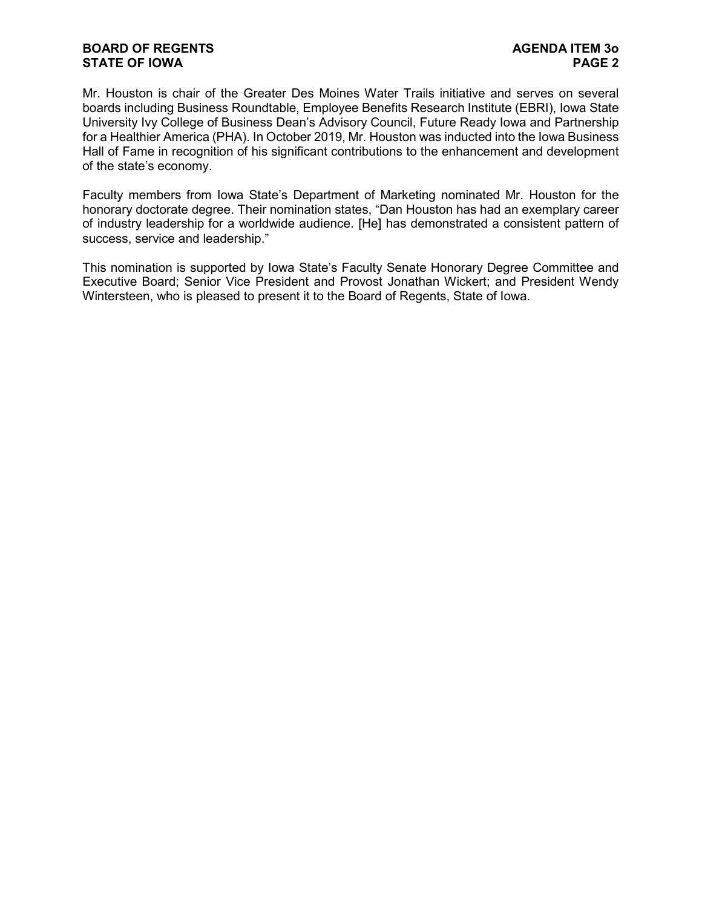Mr. Houston is chair of the Greater Des Moines Water Trails initiative and serves on several boards including Business Roundtable, Employee Benefits Research Institute (EBRI), Iowa State University Ivy College of Business Dean's Advisory Council, Future Ready Iowa and Partnership for a Healthier America (PHA). In October 2019, Mr. Houston was inducted into the Iowa Business Hall of Fame in recognition of his significant contributions to the enhancement and development of the state's economy.

Faculty members from Iowa State's Department of Marketing nominated Mr. Houston for the honorary doctorate degree. Their nomination states, "Dan Houston has had an exemplary career of industry leadership for a worldwide audience. [He] has demonstrated a consistent pattern of success, service and leadership."

This nomination is supported by Iowa State's Faculty Senate Honorary Degree Committee and Executive Board; Senior Vice President and Provost Jonathan Wickert; and President Wendy Wintersteen, who is pleased to present it to the Board of Regents, State of Iowa.